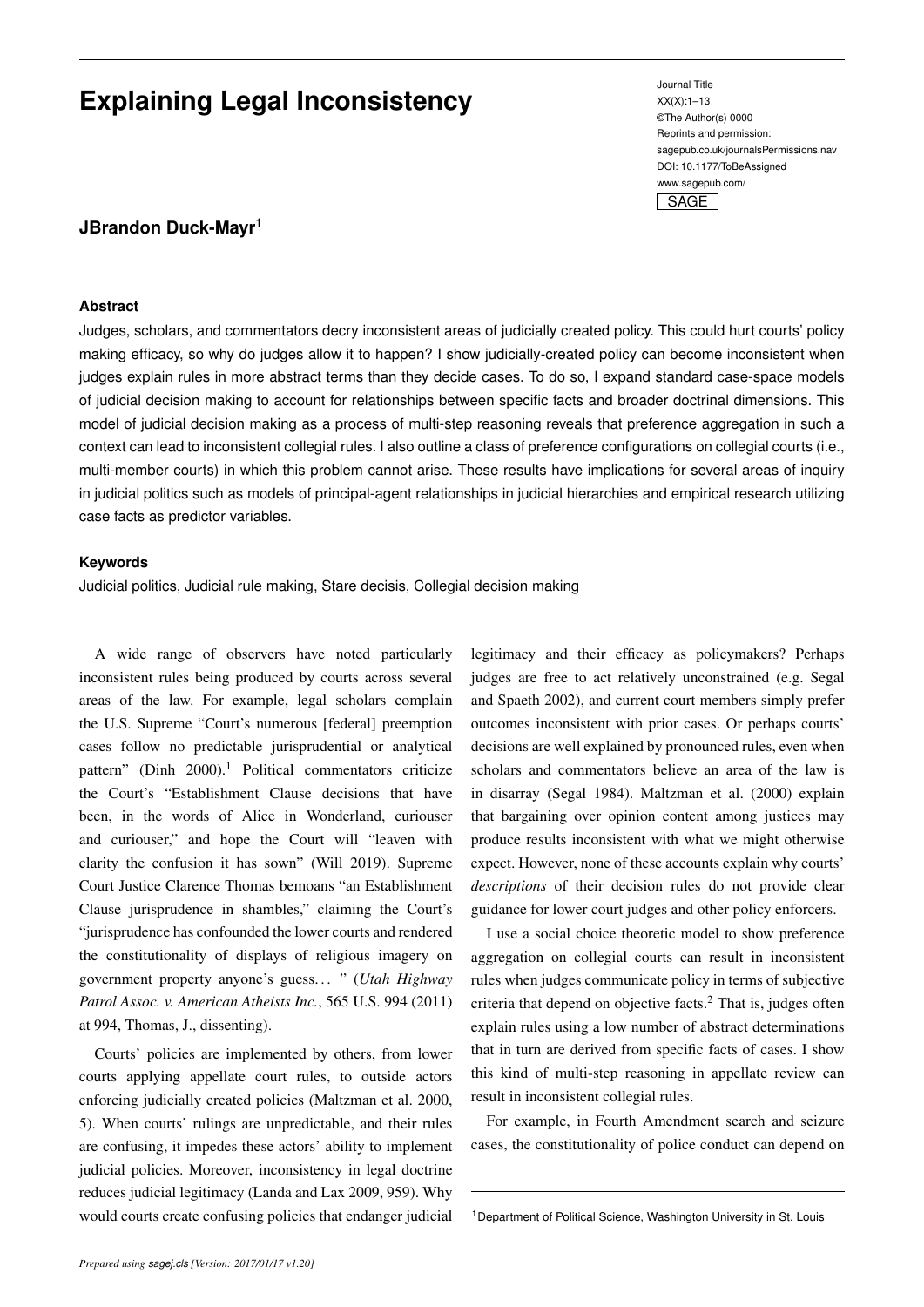# Explaining Legal Inconsistency

**JBrandon Duck-Mayr**[1]

### Abstract

Judges, scholars, and commentators decry inconsistent areas of judicially created policy. This could hurt courts' policy making efficacy, so why do judges allow it to happen? I show judicially-created policy can become inconsistent when judges explain rules in more abstract terms than they decide cases. To do so, I expand standard case-space models of judicial decision making to account for relationships between specific facts and broader doctrinal dimensions. This model of judicial decision making as a process of multi-step reasoning reveals that preference aggregation in such a context can lead to inconsistent collegial rules. I also outline a class of preference configurations on collegial courts (i.e., multi-member courts) in which this problem cannot arise. These results have implications for several areas of inquiry in judicial politics such as models of principal-agent relationships in judicial hierarchies and empirical research utilizing case facts as predictor variables.

### Keywords

Judicial politics, Judicial rule making, Stare decisis, Collegial decision making

A wide range of observers have noted particularly inconsistent rules being produced by courts across several areas of the law. For example, legal scholars complain the U.S. Supreme "Court's numerous [federal] preemption cases follow no predictable jurisprudential or analytical pattern" (Dinh 2000).[1] Political commentators criticize the Court's "Establishment Clause decisions that have been, in the words of Alice in Wonderland, curiouser and curiouser," and hope the Court will "leaven with clarity the confusion it has sown" (Will 2019). Supreme Court Justice Clarence Thomas bemoans "an Establishment Clause jurisprudence in shambles," claiming the Court's "jurisprudence has confounded the lower courts and rendered the constitutionality of displays of religious imagery on government property anyone's guess... " (*Utah Highway Patrol Assoc. v. American Atheists Inc.*, 565 U.S. 994 (2011) at 994, Thomas, J., dissenting).

Courts' policies are implemented by others, from lower courts applying appellate court rules, to outside actors enforcing judicially created policies (Maltzman et al. 2000, 5). When courts' rulings are unpredictable, and their rules are confusing, it impedes these actors' ability to implement judicial policies. Moreover, inconsistency in legal doctrine reduces judicial legitimacy (Landa and Lax 2009, 959). Why would courts create confusing policies that endanger judicial legitimacy and their efficacy as policymakers? Perhaps judges are free to act relatively unconstrained (e.g. Segal and Spaeth 2002), and current court members simply prefer outcomes inconsistent with prior cases. Or perhaps courts' decisions are well explained by pronounced rules, even when scholars and commentators believe an area of the law is in disarray (Segal 1984). Maltzman et al. (2000) explain that bargaining over opinion content among justices may produce results inconsistent with what we might otherwise expect. However, none of these accounts explain why courts' *descriptions* of their decision rules do not provide clear guidance for lower court judges and other policy enforcers.

I use a social choice theoretic model to show preference aggregation on collegial courts can result in inconsistent rules when judges communicate policy in terms of subjective criteria that depend on objective facts.[2] That is, judges often explain rules using a low number of abstract determinations that in turn are derived from specific facts of cases. I show this kind of multi-step reasoning in appellate review can result in inconsistent collegial rules.

For example, in Fourth Amendment search and seizure cases, the constitutionality of police conduct can depend on

[1] Department of Political Science, Washington University in St. Louis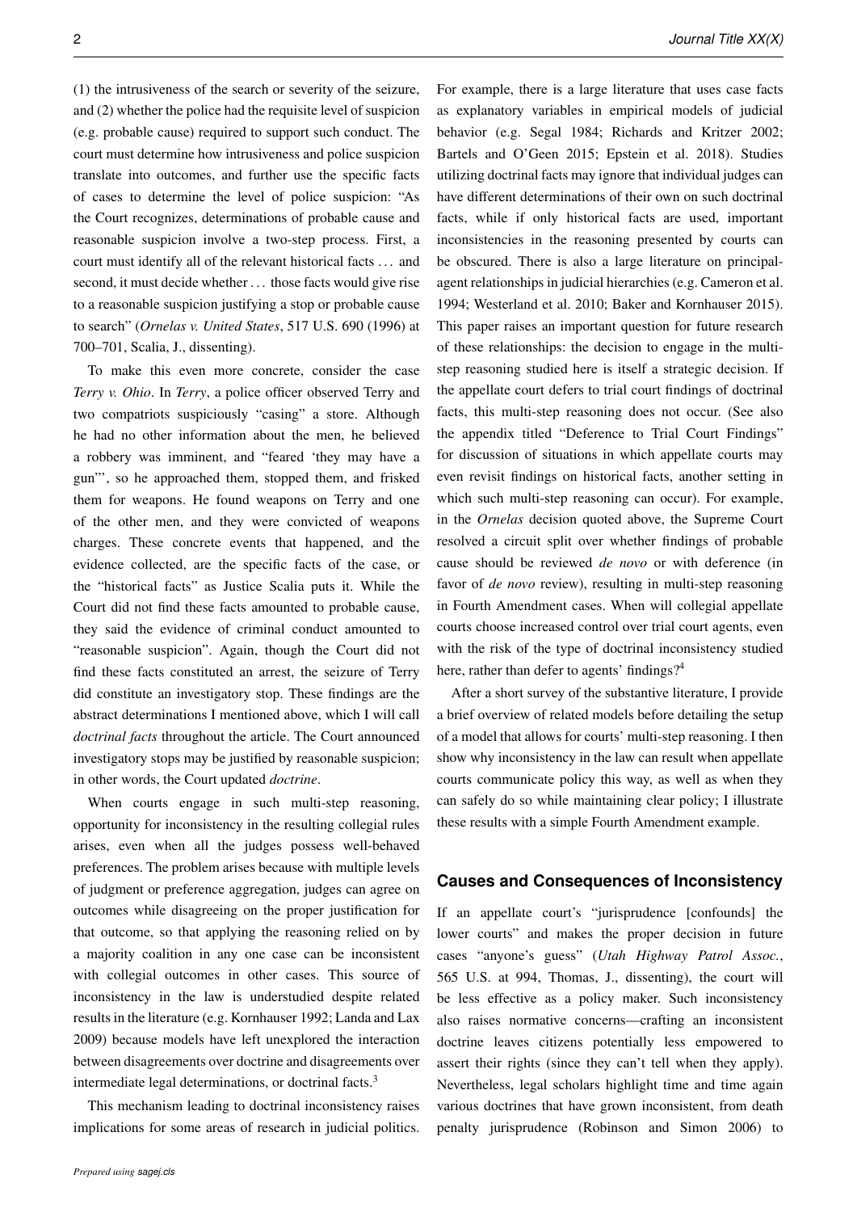(1) the intrusiveness of the search or severity of the seizure, and (2) whether the police had the requisite level of suspicion (e.g. probable cause) required to support such conduct. The court must determine how intrusiveness and police suspicion translate into outcomes, and further use the specific facts of cases to determine the level of police suspicion: "As the Court recognizes, determinations of probable cause and reasonable suspicion involve a two-step process. First, a court must identify all of the relevant historical facts . . . and second, it must decide whether . . . those facts would give rise to a reasonable suspicion justifying a stop or probable cause to search" (*Ornelas v. United States*, 517 U.S. 690 (1996) at 700–701, Scalia, J., dissenting).

To make this even more concrete, consider the case *Terry v. Ohio*. In *Terry*, a police officer observed Terry and two compatriots suspiciously "casing" a store. Although he had no other information about the men, he believed a robbery was imminent, and "feared 'they may have a gun"', so he approached them, stopped them, and frisked them for weapons. He found weapons on Terry and one of the other men, and they were convicted of weapons charges. These concrete events that happened, and the evidence collected, are the specific facts of the case, or the "historical facts" as Justice Scalia puts it. While the Court did not find these facts amounted to probable cause, they said the evidence of criminal conduct amounted to "reasonable suspicion". Again, though the Court did not find these facts constituted an arrest, the seizure of Terry did constitute an investigatory stop. These findings are the abstract determinations I mentioned above, which I will call *doctrinal facts* throughout the article. The Court announced investigatory stops may be justified by reasonable suspicion; in other words, the Court updated *doctrine*.

When courts engage in such multi-step reasoning, opportunity for inconsistency in the resulting collegial rules arises, even when all the judges possess well-behaved preferences. The problem arises because with multiple levels of judgment or preference aggregation, judges can agree on outcomes while disagreeing on the proper justification for that outcome, so that applying the reasoning relied on by a majority coalition in any one case can be inconsistent with collegial outcomes in other cases. This source of inconsistency in the law is understudied despite related results in the literature (e.g. Kornhauser 1992; Landa and Lax 2009) because models have left unexplored the interaction between disagreements over doctrine and disagreements over intermediate legal determinations, or doctrinal facts.[3]

This mechanism leading to doctrinal inconsistency raises implications for some areas of research in judicial politics. For example, there is a large literature that uses case facts as explanatory variables in empirical models of judicial behavior (e.g. Segal 1984; Richards and Kritzer 2002; Bartels and O'Geen 2015; Epstein et al. 2018). Studies utilizing doctrinal facts may ignore that individual judges can have different determinations of their own on such doctrinal facts, while if only historical facts are used, important inconsistencies in the reasoning presented by courts can be obscured. There is also a large literature on principal-agent relationships in judicial hierarchies (e.g. Cameron et al. 1994; Westerland et al. 2010; Baker and Kornhauser 2015). This paper raises an important question for future research of these relationships: the decision to engage in the multi-step reasoning studied here is itself a strategic decision. If the appellate court defers to trial court findings of doctrinal facts, this multi-step reasoning does not occur. (See also the appendix titled "Deference to Trial Court Findings" for discussion of situations in which appellate courts may even revisit findings on historical facts, another setting in which such multi-step reasoning can occur). For example, in the *Ornelas* decision quoted above, the Supreme Court resolved a circuit split over whether findings of probable cause should be reviewed *de novo* or with deference (in favor of *de novo* review), resulting in multi-step reasoning in Fourth Amendment cases. When will collegial appellate courts choose increased control over trial court agents, even with the risk of the type of doctrinal inconsistency studied here, rather than defer to agents' findings?[4]

After a short survey of the substantive literature, I provide a brief overview of related models before detailing the setup of a model that allows for courts' multi-step reasoning. I then show why inconsistency in the law can result when appellate courts communicate policy this way, as well as when they can safely do so while maintaining clear policy; I illustrate these results with a simple Fourth Amendment example.

## Causes and Consequences of Inconsistency

If an appellate court's "jurisprudence [confounds] the lower courts" and makes the proper decision in future cases "anyone's guess" (*Utah Highway Patrol Assoc.*, 565 U.S. at 994, Thomas, J., dissenting), the court will be less effective as a policy maker. Such inconsistency also raises normative concerns—crafting an inconsistent doctrine leaves citizens potentially less empowered to assert their rights (since they can't tell when they apply). Nevertheless, legal scholars highlight time and time again various doctrines that have grown inconsistent, from death penalty jurisprudence (Robinson and Simon 2006) to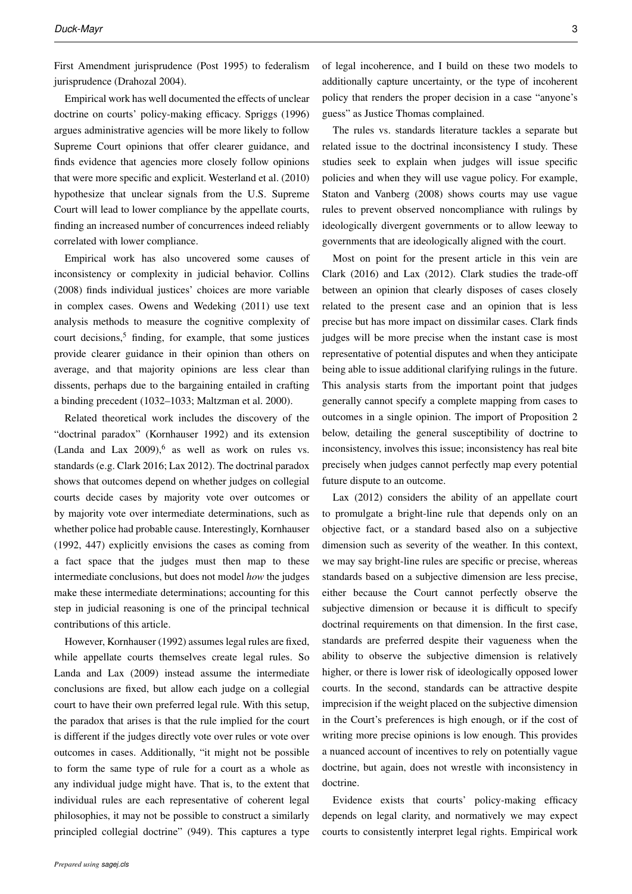First Amendment jurisprudence (Post 1995) to federalism jurisprudence (Drahozal 2004).

Empirical work has well documented the effects of unclear doctrine on courts' policy-making efficacy. Spriggs (1996) argues administrative agencies will be more likely to follow Supreme Court opinions that offer clearer guidance, and finds evidence that agencies more closely follow opinions that were more specific and explicit. Westerland et al. (2010) hypothesize that unclear signals from the U.S. Supreme Court will lead to lower compliance by the appellate courts, finding an increased number of concurrences indeed reliably correlated with lower compliance.

Empirical work has also uncovered some causes of inconsistency or complexity in judicial behavior. Collins (2008) finds individual justices' choices are more variable in complex cases. Owens and Wedeking (2011) use text analysis methods to measure the cognitive complexity of court decisions,[5] finding, for example, that some justices provide clearer guidance in their opinion than others on average, and that majority opinions are less clear than dissents, perhaps due to the bargaining entailed in crafting a binding precedent (1032–1033; Maltzman et al. 2000).

Related theoretical work includes the discovery of the "doctrinal paradox" (Kornhauser 1992) and its extension (Landa and Lax 2009),[6] as well as work on rules vs. standards (e.g. Clark 2016; Lax 2012). The doctrinal paradox shows that outcomes depend on whether judges on collegial courts decide cases by majority vote over outcomes or by majority vote over intermediate determinations, such as whether police had probable cause. Interestingly, Kornhauser (1992, 447) explicitly envisions the cases as coming from a fact space that the judges must then map to these intermediate conclusions, but does not model *how* the judges make these intermediate determinations; accounting for this step in judicial reasoning is one of the principal technical contributions of this article.

However, Kornhauser (1992) assumes legal rules are fixed, while appellate courts themselves create legal rules. So Landa and Lax (2009) instead assume the intermediate conclusions are fixed, but allow each judge on a collegial court to have their own preferred legal rule. With this setup, the paradox that arises is that the rule implied for the court is different if the judges directly vote over rules or vote over outcomes in cases. Additionally, "it might not be possible to form the same type of rule for a court as a whole as any individual judge might have. That is, to the extent that individual rules are each representative of coherent legal philosophies, it may not be possible to construct a similarly principled collegial doctrine" (949). This captures a type of legal incoherence, and I build on these two models to additionally capture uncertainty, or the type of incoherent policy that renders the proper decision in a case "anyone's guess" as Justice Thomas complained.

The rules vs. standards literature tackles a separate but related issue to the doctrinal inconsistency I study. These studies seek to explain when judges will issue specific policies and when they will use vague policy. For example, Staton and Vanberg (2008) shows courts may use vague rules to prevent observed noncompliance with rulings by ideologically divergent governments or to allow leeway to governments that are ideologically aligned with the court.

Most on point for the present article in this vein are Clark (2016) and Lax (2012). Clark studies the trade-off between an opinion that clearly disposes of cases closely related to the present case and an opinion that is less precise but has more impact on dissimilar cases. Clark finds judges will be more precise when the instant case is most representative of potential disputes and when they anticipate being able to issue additional clarifying rulings in the future. This analysis starts from the important point that judges generally cannot specify a complete mapping from cases to outcomes in a single opinion. The import of Proposition 2 below, detailing the general susceptibility of doctrine to inconsistency, involves this issue; inconsistency has real bite precisely when judges cannot perfectly map every potential future dispute to an outcome.

Lax (2012) considers the ability of an appellate court to promulgate a bright-line rule that depends only on an objective fact, or a standard based also on a subjective dimension such as severity of the weather. In this context, we may say bright-line rules are specific or precise, whereas standards based on a subjective dimension are less precise, either because the Court cannot perfectly observe the subjective dimension or because it is difficult to specify doctrinal requirements on that dimension. In the first case, standards are preferred despite their vagueness when the ability to observe the subjective dimension is relatively higher, or there is lower risk of ideologically opposed lower courts. In the second, standards can be attractive despite imprecision if the weight placed on the subjective dimension in the Court's preferences is high enough, or if the cost of writing more precise opinions is low enough. This provides a nuanced account of incentives to rely on potentially vague doctrine, but again, does not wrestle with inconsistency in doctrine.

Evidence exists that courts' policy-making efficacy depends on legal clarity, and normatively we may expect courts to consistently interpret legal rights. Empirical work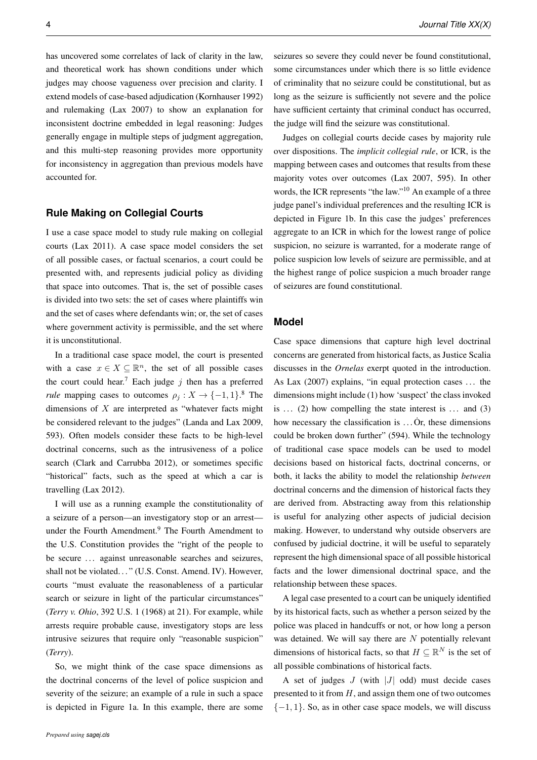has uncovered some correlates of lack of clarity in the law, and theoretical work has shown conditions under which judges may choose vagueness over precision and clarity. I extend models of case-based adjudication (Kornhauser 1992) and rulemaking (Lax 2007) to show an explanation for inconsistent doctrine embedded in legal reasoning: Judges generally engage in multiple steps of judgment aggregation, and this multi-step reasoning provides more opportunity for inconsistency in aggregation than previous models have accounted for.

## Rule Making on Collegial Courts

I use a case space model to study rule making on collegial courts (Lax 2011). A case space model considers the set of all possible cases, or factual scenarios, a court could be presented with, and represents judicial policy as dividing that space into outcomes. That is, the set of possible cases is divided into two sets: the set of cases where plaintiffs win and the set of cases where defendants win; or, the set of cases where government activity is permissible, and the set where it is unconstitutional.

In a traditional case space model, the court is presented with a case $x \in X \subseteq \mathbb{R}^n$, the set of all possible cases the court could hear.[7] Each judge $j$ then has a preferred *rule* mapping cases to outcomes $\rho_j : X \to \{-1, 1\}$.[8] The dimensions of $X$ are interpreted as "whatever facts might be considered relevant to the judges" (Landa and Lax 2009, 593). Often models consider these facts to be high-level doctrinal concerns, such as the intrusiveness of a police search (Clark and Carrubba 2012), or sometimes specific "historical" facts, such as the speed at which a car is travelling (Lax 2012).

I will use as a running example the constitutionality of a seizure of a person—an investigatory stop or an arrest—under the Fourth Amendment.[9] The Fourth Amendment to the U.S. Constitution provides the "right of the people to be secure … against unreasonable searches and seizures, shall not be violated…" (U.S. Const. Amend. IV). However, courts "must evaluate the reasonableness of a particular search or seizure in light of the particular circumstances" (*Terry v. Ohio*, 392 U.S. 1 (1968) at 21). For example, while arrests require probable cause, investigatory stops are less intrusive seizures that require only "reasonable suspicion" (*Terry*).

So, we might think of the case space dimensions as the doctrinal concerns of the level of police suspicion and severity of the seizure; an example of a rule in such a space is depicted in Figure 1a. In this example, there are some seizures so severe they could never be found constitutional, some circumstances under which there is so little evidence of criminality that no seizure could be constitutional, but as long as the seizure is sufficiently not severe and the police have sufficient certainty that criminal conduct has occurred, the judge will find the seizure was constitutional.

Judges on collegial courts decide cases by majority rule over dispositions. The *implicit collegial rule*, or ICR, is the mapping between cases and outcomes that results from these majority votes over outcomes (Lax 2007, 595). In other words, the ICR represents "the law."[10] An example of a three judge panel's individual preferences and the resulting ICR is depicted in Figure 1b. In this case the judges' preferences aggregate to an ICR in which for the lowest range of police suspicion, no seizure is warranted, for a moderate range of police suspicion low levels of seizure are permissible, and at the highest range of police suspicion a much broader range of seizures are found constitutional.

## Model

Case space dimensions that capture high level doctrinal concerns are generated from historical facts, as Justice Scalia discusses in the *Ornelas* exerpt quoted in the introduction. As Lax (2007) explains, "in equal protection cases … the dimensions might include (1) how 'suspect' the class invoked is … (2) how compelling the state interest is … and (3) how necessary the classification is … Ȯr, these dimensions could be broken down further" (594). While the technology of traditional case space models can be used to model decisions based on historical facts, doctrinal concerns, or both, it lacks the ability to model the relationship *between* doctrinal concerns and the dimension of historical facts they are derived from. Abstracting away from this relationship is useful for analyzing other aspects of judicial decision making. However, to understand why outside observers are confused by judicial doctrine, it will be useful to separately represent the high dimensional space of all possible historical facts and the lower dimensional doctrinal space, and the relationship between these spaces.

A legal case presented to a court can be uniquely identified by its historical facts, such as whether a person seized by the police was placed in handcuffs or not, or how long a person was detained. We will say there are $N$ potentially relevant dimensions of historical facts, so that $H \subseteq \mathbb{R}^N$ is the set of all possible combinations of historical facts.

A set of judges $J$ (with $|J|$ odd) must decide cases presented to it from $H$, and assign them one of two outcomes $\{-1, 1\}$. So, as in other case space models, we will discuss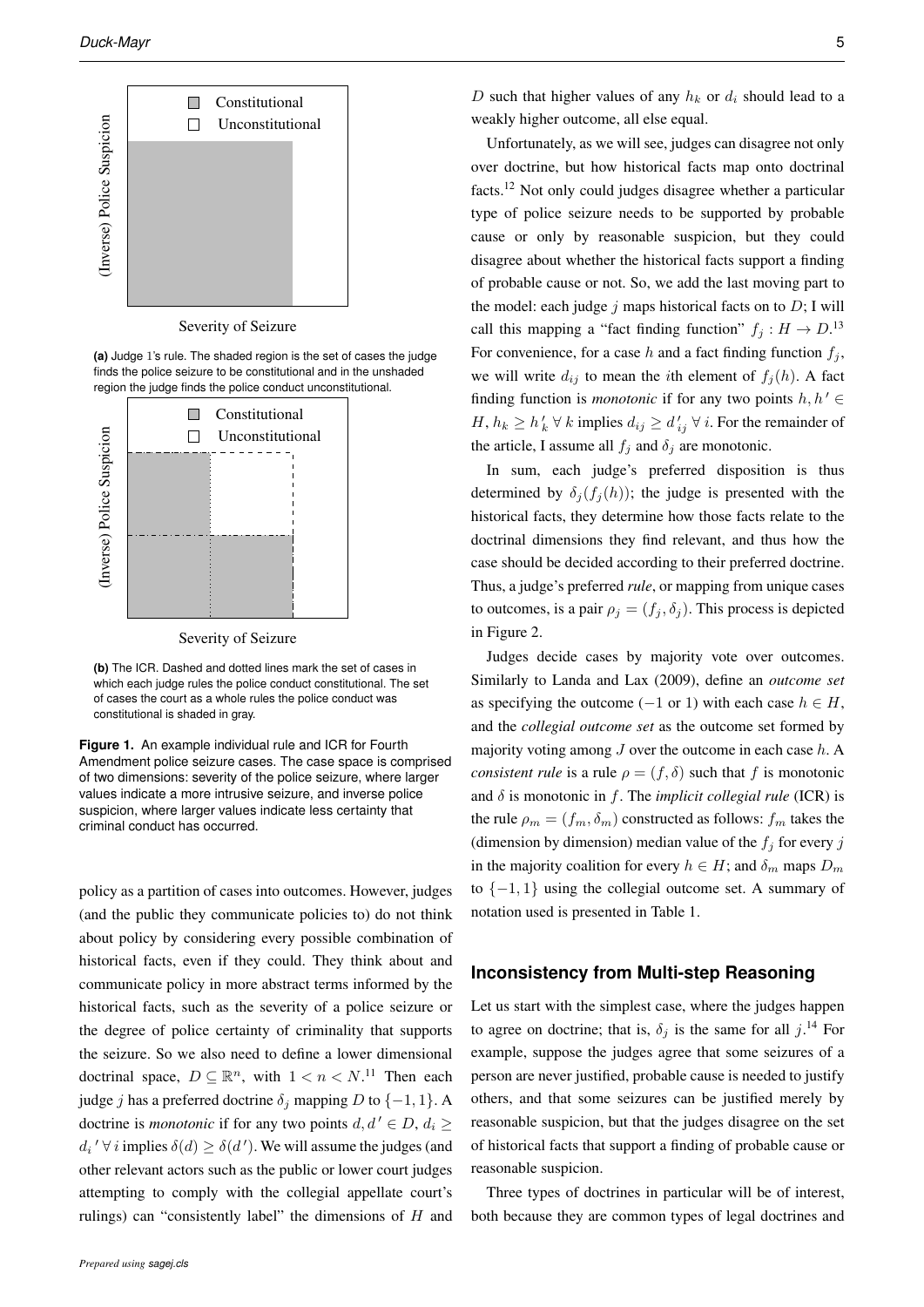(a) Judge 1's rule. The shaded region is the set of cases the judge finds the police seizure to be constitutional and in the unshaded region the judge finds the police conduct unconstitutional.

(b) The ICR. Dashed and dotted lines mark the set of cases in which each judge rules the police conduct constitutional. The set of cases the court as a whole rules the police conduct was constitutional is shaded in gray.

**Figure 1.** An example individual rule and ICR for Fourth Amendment police seizure cases. The case space is comprised of two dimensions: severity of the police seizure, where larger values indicate a more intrusive seizure, and inverse police suspicion, where larger values indicate less certainty that criminal conduct has occurred.

policy as a partition of cases into outcomes. However, judges (and the public they communicate policies to) do not think about policy by considering every possible combination of historical facts, even if they could. They think about and communicate policy in more abstract terms informed by the historical facts, such as the severity of a police seizure or the degree of police certainty of criminality that supports the seizure. So we also need to define a lower dimensional doctrinal space, $D \subseteq \mathbb{R}^n$, with $1 < n < N$.[11] Then each judge $j$ has a preferred doctrine $\delta_j$ mapping $D$ to $\{-1, 1\}$. A doctrine is *monotonic* if for any two points $d, d' \in D$, $d_i \geq {d_i}' \; \forall \, i$ implies $\delta(d) \geq \delta(d')$. We will assume the judges (and other relevant actors such as the public or lower court judges attempting to comply with the collegial appellate court's rulings) can "consistently label" the dimensions of $H$ and $D$ such that higher values of any $h_k$ or $d_i$ should lead to a weakly higher outcome, all else equal.

Unfortunately, as we will see, judges can disagree not only over doctrine, but how historical facts map onto doctrinal facts.[12] Not only could judges disagree whether a particular type of police seizure needs to be supported by probable cause or only by reasonable suspicion, but they could disagree about whether the historical facts support a finding of probable cause or not. So, we add the last moving part to the model: each judge $j$ maps historical facts on to $D$; I will call this mapping a "fact finding function" $f_j : H \to D$.[13] For convenience, for a case $h$ and a fact finding function $f_j$, we will write $d_{ij}$ to mean the $i$th element of $f_j(h)$. A fact finding function is *monotonic* if for any two points $h, h' \in H$, $h_k \geq {h'}_k \; \forall \, k$ implies $d_{ij} \geq {d'}_{ij} \; \forall \, i$. For the remainder of the article, I assume all $f_j$ and $\delta_j$ are monotonic.

In sum, each judge's preferred disposition is thus determined by $\delta_j(f_j(h))$; the judge is presented with the historical facts, they determine how those facts relate to the doctrinal dimensions they find relevant, and thus how the case should be decided according to their preferred doctrine. Thus, a judge's preferred *rule*, or mapping from unique cases to outcomes, is a pair $\rho_j = (f_j, \delta_j)$. This process is depicted in Figure 2.

Judges decide cases by majority vote over outcomes. Similarly to Landa and Lax (2009), define an *outcome set* as specifying the outcome ($-1$ or 1) with each case $h \in H$, and the *collegial outcome set* as the outcome set formed by majority voting among $J$ over the outcome in each case $h$. A *consistent rule* is a rule $\rho = (f, \delta)$ such that $f$ is monotonic and $\delta$ is monotonic in $f$. The *implicit collegial rule* (ICR) is the rule $\rho_m = (f_m, \delta_m)$ constructed as follows: $f_m$ takes the (dimension by dimension) median value of the $f_j$ for every $j$ in the majority coalition for every $h \in H$; and $\delta_m$ maps $D_m$ to $\{-1, 1\}$ using the collegial outcome set. A summary of notation used is presented in Table 1.

## Inconsistency from Multi-step Reasoning

Let us start with the simplest case, where the judges happen to agree on doctrine; that is, $\delta_j$ is the same for all $j$.[14] For example, suppose the judges agree that some seizures of a person are never justified, probable cause is needed to justify others, and that some seizures can be justified merely by reasonable suspicion, but that the judges disagree on the set of historical facts that support a finding of probable cause or reasonable suspicion.

Three types of doctrines in particular will be of interest, both because they are common types of legal doctrines and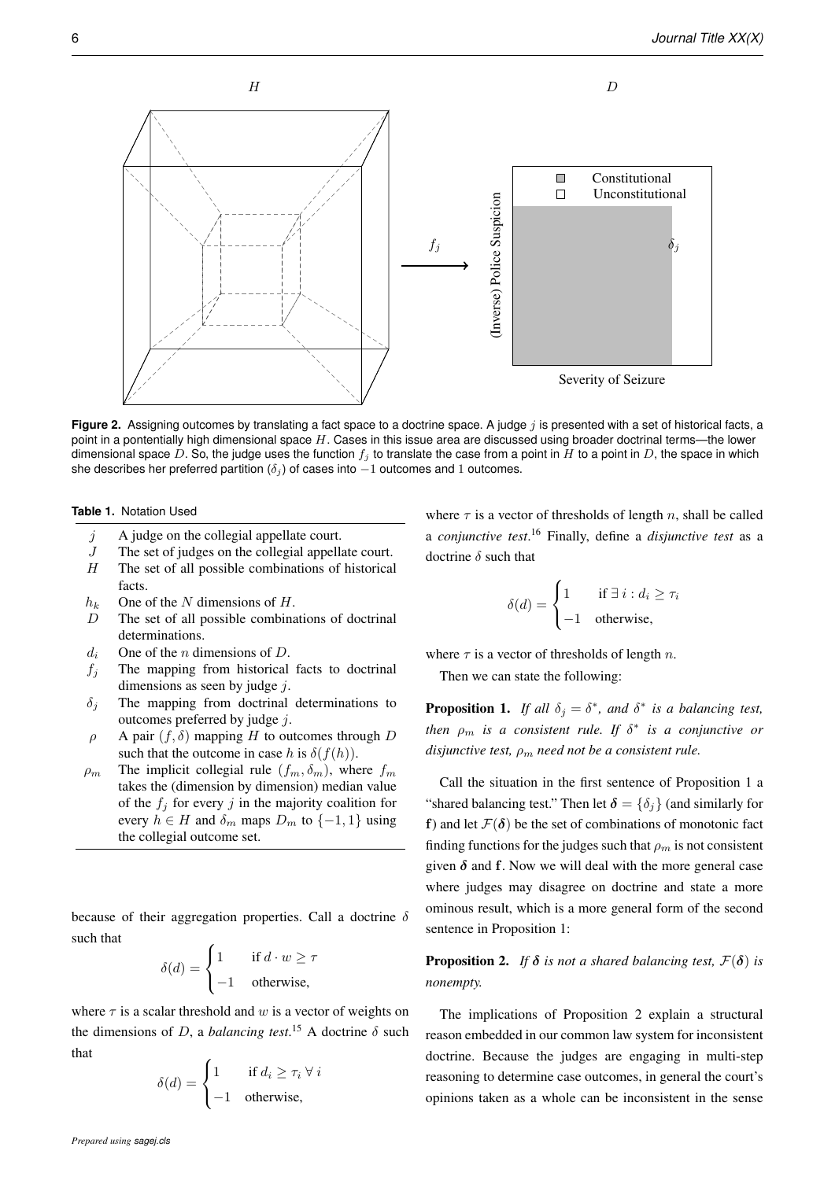**Figure 2.** Assigning outcomes by translating a fact space to a doctrine space. A judge $j$ is presented with a set of historical facts, a point in a pontentially high dimensional space $H$. Cases in this issue area are discussed using broader doctrinal terms—the lower dimensional space $D$. So, the judge uses the function $f_j$ to translate the case from a point in $H$ to a point in $D$, the space in which she describes her preferred partition ($\delta_j$) of cases into $-1$ outcomes and $1$ outcomes.

**Table 1.** Notation Used

| | |
|---|---|
| $j$ | A judge on the collegial appellate court. |
| $J$ | The set of judges on the collegial appellate court. |
| $H$ | The set of all possible combinations of historical facts. |
| $h_k$ | One of the $N$ dimensions of $H$. |
| $D$ | The set of all possible combinations of doctrinal determinations. |
| $d_i$ | One of the $n$ dimensions of $D$. |
| $f_j$ | The mapping from historical facts to doctrinal dimensions as seen by judge $j$. |
| $\delta_j$ | The mapping from doctrinal determinations to outcomes preferred by judge $j$. |
| $\rho$ | A pair $(f, \delta)$ mapping $H$ to outcomes through $D$ such that the outcome in case $h$ is $\delta(f(h))$. |
| $\rho_m$ | The implicit collegial rule $(f_m, \delta_m)$, where $f_m$ takes the (dimension by dimension) median value of the $f_j$ for every $j$ in the majority coalition for every $h \in H$ and $\delta_m$ maps $D_m$ to $\{-1, 1\}$ using the collegial outcome set. |

because of their aggregation properties. Call a doctrine $\delta$ such that

$$\delta(d) = \begin{cases} 1 & \text{if } d \cdot w \geq \tau \\ -1 & \text{otherwise,} \end{cases}$$

where $\tau$ is a scalar threshold and $w$ is a vector of weights on the dimensions of $D$, a *balancing test*.[15] A doctrine $\delta$ such that

$$\delta(d) = \begin{cases} 1 & \text{if } d_i \geq \tau_i \ \forall \ i \\ -1 & \text{otherwise,} \end{cases}$$

where $\tau$ is a vector of thresholds of length $n$, shall be called a *conjunctive test*.[16] Finally, define a *disjunctive test* as a doctrine $\delta$ such that

$$\delta(d) = \begin{cases} 1 & \text{if } \exists \ i : d_i \geq \tau_i \\ -1 & \text{otherwise,} \end{cases}$$

where $\tau$ is a vector of thresholds of length $n$.

Then we can state the following:

**Proposition 1.** *If all $\delta_j = \delta^*$, and $\delta^*$ is a balancing test, then $\rho_m$ is a consistent rule. If $\delta^*$ is a conjunctive or disjunctive test, $\rho_m$ need not be a consistent rule.*

Call the situation in the first sentence of Proposition 1 a "shared balancing test." Then let $\boldsymbol{\delta} = \{\delta_j\}$ (and similarly for $\mathbf{f}$) and let $\mathcal{F}(\boldsymbol{\delta})$ be the set of combinations of monotonic fact finding functions for the judges such that $\rho_m$ is not consistent given $\boldsymbol{\delta}$ and $\mathbf{f}$. Now we will deal with the more general case where judges may disagree on doctrine and state a more ominous result, which is a more general form of the second sentence in Proposition 1:

**Proposition 2.** *If $\boldsymbol{\delta}$ is not a shared balancing test, $\mathcal{F}(\boldsymbol{\delta})$ is nonempty.*

The implications of Proposition 2 explain a structural reason embedded in our common law system for inconsistent doctrine. Because the judges are engaging in multi-step reasoning to determine case outcomes, in general the court's opinions taken as a whole can be inconsistent in the sense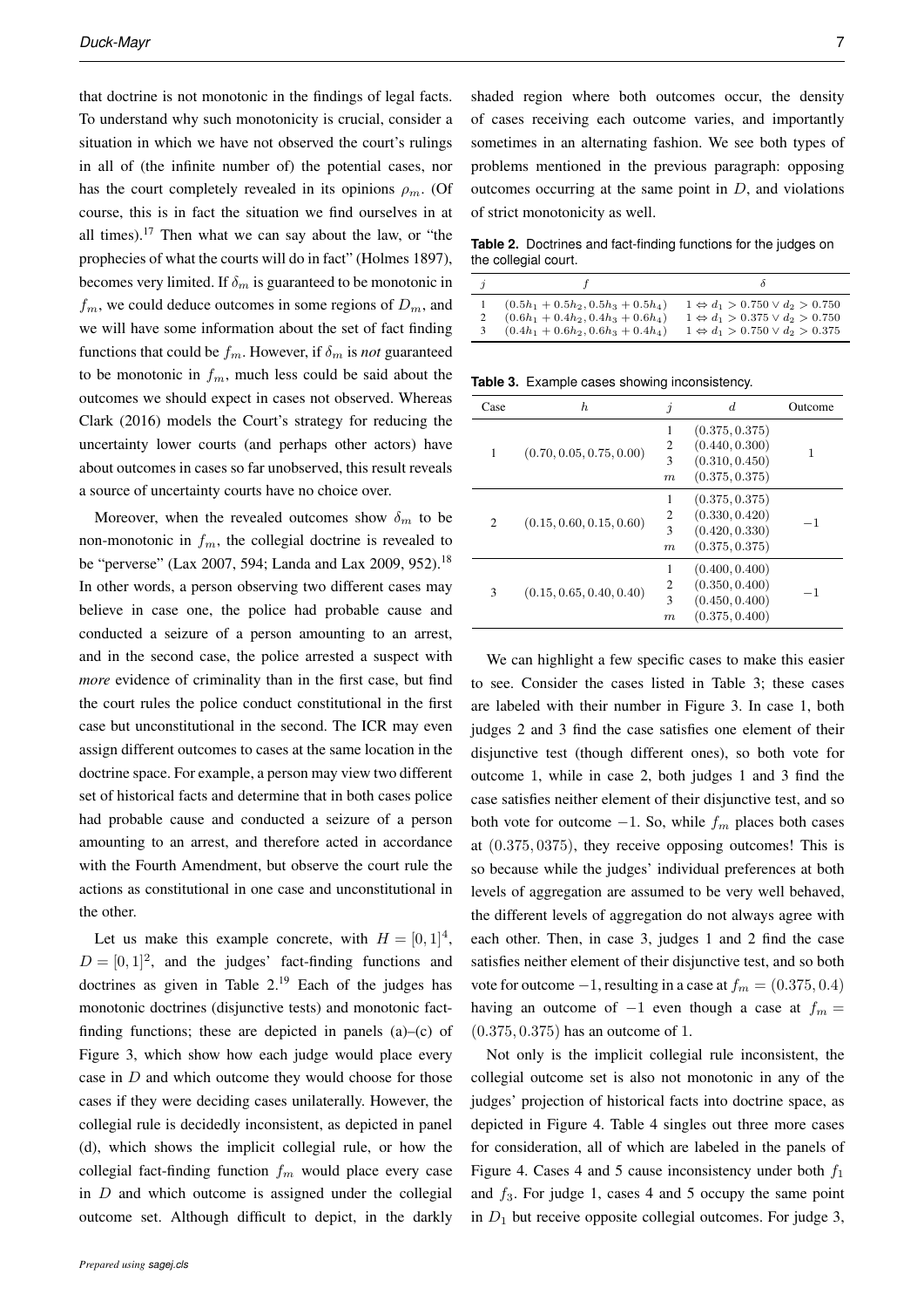that doctrine is not monotonic in the findings of legal facts. To understand why such monotonicity is crucial, consider a situation in which we have not observed the court's rulings in all of (the infinite number of) the potential cases, nor has the court completely revealed in its opinions $\rho_m$. (Of course, this is in fact the situation we find ourselves in at all times).[17] Then what we can say about the law, or "the prophecies of what the courts will do in fact" (Holmes 1897), becomes very limited. If $\delta_m$ is guaranteed to be monotonic in $f_m$, we could deduce outcomes in some regions of $D_m$, and we will have some information about the set of fact finding functions that could be $f_m$. However, if $\delta_m$ is *not* guaranteed to be monotonic in $f_m$, much less could be said about the outcomes we should expect in cases not observed. Whereas Clark (2016) models the Court's strategy for reducing the uncertainty lower courts (and perhaps other actors) have about outcomes in cases so far unobserved, this result reveals a source of uncertainty courts have no choice over.

Moreover, when the revealed outcomes show $\delta_m$ to be non-monotonic in $f_m$, the collegial doctrine is revealed to be "perverse" (Lax 2007, 594; Landa and Lax 2009, 952).[18] In other words, a person observing two different cases may believe in case one, the police had probable cause and conducted a seizure of a person amounting to an arrest, and in the second case, the police arrested a suspect with *more* evidence of criminality than in the first case, but find the court rules the police conduct constitutional in the first case but unconstitutional in the second. The ICR may even assign different outcomes to cases at the same location in the doctrine space. For example, a person may view two different set of historical facts and determine that in both cases police had probable cause and conducted a seizure of a person amounting to an arrest, and therefore acted in accordance with the Fourth Amendment, but observe the court rule the actions as constitutional in one case and unconstitutional in the other.

Let us make this example concrete, with $H = [0,1]^4$, $D = [0,1]^2$, and the judges' fact-finding functions and doctrines as given in Table 2.[19] Each of the judges has monotonic doctrines (disjunctive tests) and monotonic fact-finding functions; these are depicted in panels (a)–(c) of Figure 3, which show how each judge would place every case in $D$ and which outcome they would choose for those cases if they were deciding cases unilaterally. However, the collegial rule is decidedly inconsistent, as depicted in panel (d), which shows the implicit collegial rule, or how the collegial fact-finding function $f_m$ would place every case in $D$ and which outcome is assigned under the collegial outcome set. Although difficult to depict, in the darkly shaded region where both outcomes occur, the density of cases receiving each outcome varies, and importantly sometimes in an alternating fashion. We see both types of problems mentioned in the previous paragraph: opposing outcomes occurring at the same point in $D$, and violations of strict monotonicity as well.

**Table 2.** Doctrines and fact-finding functions for the judges on the collegial court.

| $j$ | $f$ | $\delta$ |
|---|---|---|
| 1 | $(0.5h_1 + 0.5h_2, 0.5h_3 + 0.5h_4)$ | $1 \Leftrightarrow d_1 > 0.750 \vee d_2 > 0.750$ |
| 2 | $(0.6h_1 + 0.4h_2, 0.4h_3 + 0.6h_4)$ | $1 \Leftrightarrow d_1 > 0.375 \vee d_2 > 0.750$ |
| 3 | $(0.4h_1 + 0.6h_2, 0.6h_3 + 0.4h_4)$ | $1 \Leftrightarrow d_1 > 0.750 \vee d_2 > 0.375$ |

**Table 3.** Example cases showing inconsistency.

| Case | $h$ | $j$ | $d$ | Outcome |
|---|---|---|---|---|
| 1 | $(0.70, 0.05, 0.75, 0.00)$ | 1 | $(0.375, 0.375)$ | 1 |
| | | 2 | $(0.440, 0.300)$ | |
| | | 3 | $(0.310, 0.450)$ | |
| | | $m$ | $(0.375, 0.375)$ | |
| 2 | $(0.15, 0.60, 0.15, 0.60)$ | 1 | $(0.375, 0.375)$ | $-1$ |
| | | 2 | $(0.330, 0.420)$ | |
| | | 3 | $(0.420, 0.330)$ | |
| | | $m$ | $(0.375, 0.375)$ | |
| 3 | $(0.15, 0.65, 0.40, 0.40)$ | 1 | $(0.400, 0.400)$ | $-1$ |
| | | 2 | $(0.350, 0.400)$ | |
| | | 3 | $(0.450, 0.400)$ | |
| | | $m$ | $(0.375, 0.400)$ | |

We can highlight a few specific cases to make this easier to see. Consider the cases listed in Table 3; these cases are labeled with their number in Figure 3. In case 1, both judges 2 and 3 find the case satisfies one element of their disjunctive test (though different ones), so both vote for outcome 1, while in case 2, both judges 1 and 3 find the case satisfies neither element of their disjunctive test, and so both vote for outcome $-1$. So, while $f_m$ places both cases at $(0.375, 0375)$, they receive opposing outcomes! This is so because while the judges' individual preferences at both levels of aggregation are assumed to be very well behaved, the different levels of aggregation do not always agree with each other. Then, in case 3, judges 1 and 2 find the case satisfies neither element of their disjunctive test, and so both vote for outcome $-1$, resulting in a case at $f_m = (0.375, 0.4)$ having an outcome of $-1$ even though a case at $f_m = (0.375, 0.375)$ has an outcome of 1.

Not only is the implicit collegial rule inconsistent, the collegial outcome set is also not monotonic in any of the judges' projection of historical facts into doctrine space, as depicted in Figure 4. Table 4 singles out three more cases for consideration, all of which are labeled in the panels of Figure 4. Cases 4 and 5 cause inconsistency under both $f_1$ and $f_3$. For judge 1, cases 4 and 5 occupy the same point in $D_1$ but receive opposite collegial outcomes. For judge 3,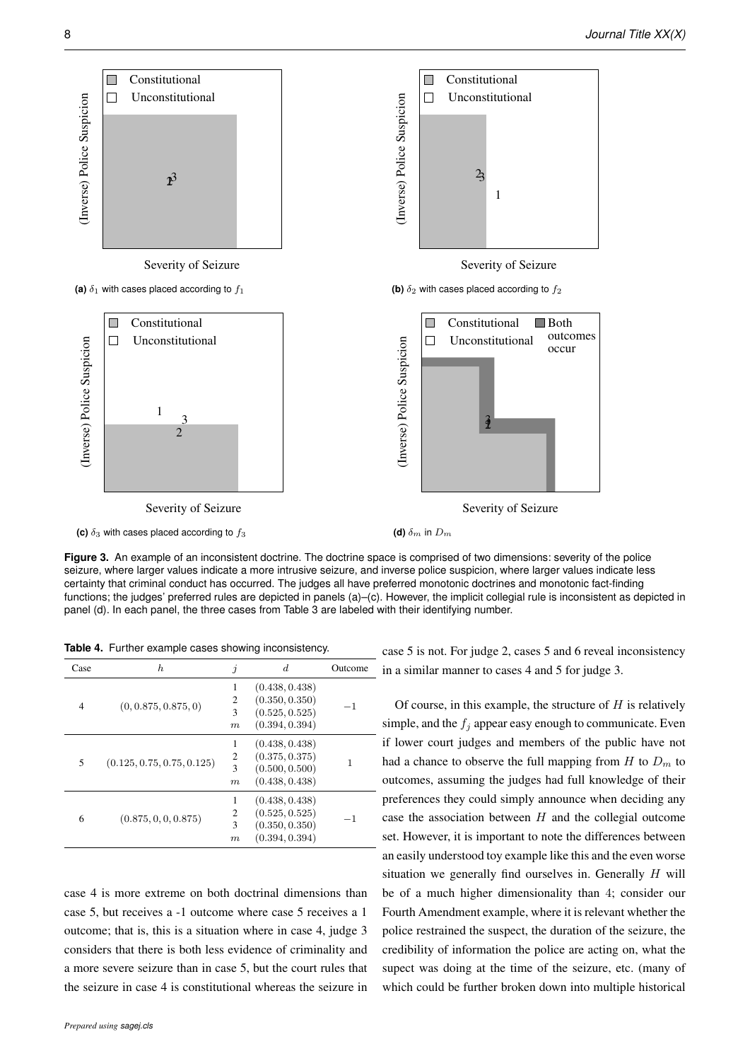**(a)** $\delta_1$ with cases placed according to $f_1$

**(b)** $\delta_2$ with cases placed according to $f_2$

**(c)** $\delta_3$ with cases placed according to $f_3$

**(d)** $\delta_m$ in $D_m$

**Figure 3.** An example of an inconsistent doctrine. The doctrine space is comprised of two dimensions: severity of the police seizure, where larger values indicate a more intrusive seizure, and inverse police suspicion, where larger values indicate less certainty that criminal conduct has occurred. The judges all have preferred monotonic doctrines and monotonic fact-finding functions; the judges' preferred rules are depicted in panels (a)–(c). However, the implicit collegial rule is inconsistent as depicted in panel (d). In each panel, the three cases from Table 3 are labeled with their identifying number.

**Table 4.** Further example cases showing inconsistency.

| Case | $h$ | $j$ | $d$ | Outcome |
|---|---|---|---|---|
| 4 | $(0, 0.875, 0.875, 0)$ | 1 | $(0.438, 0.438)$ | $-1$ |
| | | 2 | $(0.350, 0.350)$ | |
| | | 3 | $(0.525, 0.525)$ | |
| | | $m$ | $(0.394, 0.394)$ | |
| 5 | $(0.125, 0.75, 0.75, 0.125)$ | 1 | $(0.438, 0.438)$ | 1 |
| | | 2 | $(0.375, 0.375)$ | |
| | | 3 | $(0.500, 0.500)$ | |
| | | $m$ | $(0.438, 0.438)$ | |
| 6 | $(0.875, 0, 0, 0.875)$ | 1 | $(0.438, 0.438)$ | $-1$ |
| | | 2 | $(0.525, 0.525)$ | |
| | | 3 | $(0.350, 0.350)$ | |
| | | $m$ | $(0.394, 0.394)$ | |

case 4 is more extreme on both doctrinal dimensions than case 5, but receives a -1 outcome where case 5 receives a 1 outcome; that is, this is a situation where in case 4, judge 3 considers that there is both less evidence of criminality and a more severe seizure than in case 5, but the court rules that the seizure in case 4 is constitutional whereas the seizure in case 5 is not. For judge 2, cases 5 and 6 reveal inconsistency in a similar manner to cases 4 and 5 for judge 3.

Of course, in this example, the structure of $H$ is relatively simple, and the $f_j$ appear easy enough to communicate. Even if lower court judges and members of the public have not had a chance to observe the full mapping from $H$ to $D_m$ to outcomes, assuming the judges had full knowledge of their preferences they could simply announce when deciding any case the association between $H$ and the collegial outcome set. However, it is important to note the differences between an easily understood toy example like this and the even worse situation we generally find ourselves in. Generally $H$ will be of a much higher dimensionality than 4; consider our Fourth Amendment example, where it is relevant whether the police restrained the suspect, the duration of the seizure, the credibility of information the police are acting on, what the supect was doing at the time of the seizure, etc. (many of which could be further broken down into multiple historical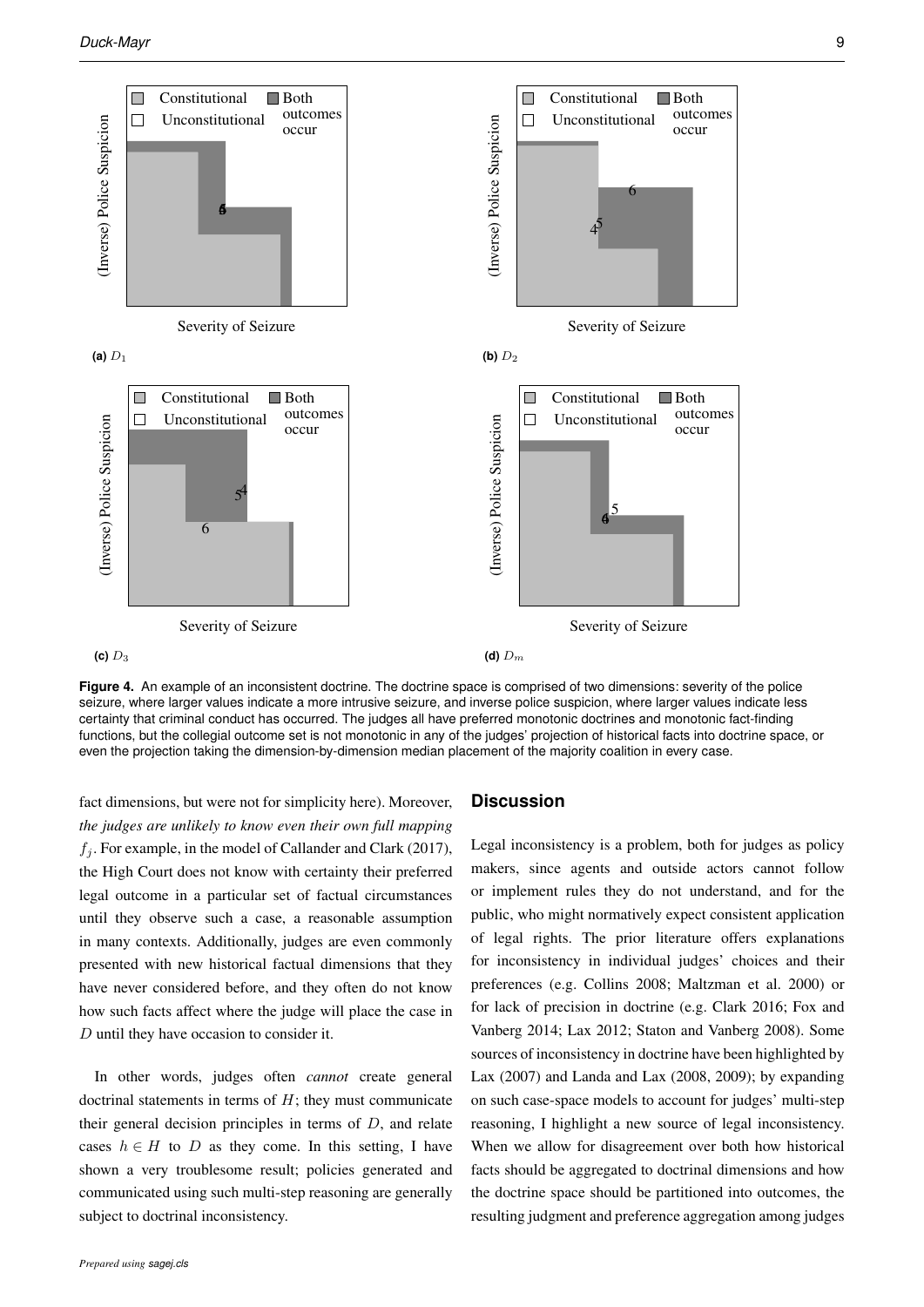**Figure 4.** An example of an inconsistent doctrine. The doctrine space is comprised of two dimensions: severity of the police seizure, where larger values indicate a more intrusive seizure, and inverse police suspicion, where larger values indicate less certainty that criminal conduct has occurred. The judges all have preferred monotonic doctrines and monotonic fact-finding functions, but the collegial outcome set is not monotonic in any of the judges' projection of historical facts into doctrine space, or even the projection taking the dimension-by-dimension median placement of the majority coalition in every case.

fact dimensions, but were not for simplicity here). Moreover, *the judges are unlikely to know even their own full mapping* $f_j$. For example, in the model of Callander and Clark (2017), the High Court does not know with certainty their preferred legal outcome in a particular set of factual circumstances until they observe such a case, a reasonable assumption in many contexts. Additionally, judges are even commonly presented with new historical factual dimensions that they have never considered before, and they often do not know how such facts affect where the judge will place the case in $D$ until they have occasion to consider it.

In other words, judges often *cannot* create general doctrinal statements in terms of $H$; they must communicate their general decision principles in terms of $D$, and relate cases $h \in H$ to $D$ as they come. In this setting, I have shown a very troublesome result; policies generated and communicated using such multi-step reasoning are generally subject to doctrinal inconsistency.

## Discussion

Legal inconsistency is a problem, both for judges as policy makers, since agents and outside actors cannot follow or implement rules they do not understand, and for the public, who might normatively expect consistent application of legal rights. The prior literature offers explanations for inconsistency in individual judges' choices and their preferences (e.g. Collins 2008; Maltzman et al. 2000) or for lack of precision in doctrine (e.g. Clark 2016; Fox and Vanberg 2014; Lax 2012; Staton and Vanberg 2008). Some sources of inconsistency in doctrine have been highlighted by Lax (2007) and Landa and Lax (2008, 2009); by expanding on such case-space models to account for judges' multi-step reasoning, I highlight a new source of legal inconsistency. When we allow for disagreement over both how historical facts should be aggregated to doctrinal dimensions and how the doctrine space should be partitioned into outcomes, the resulting judgment and preference aggregation among judges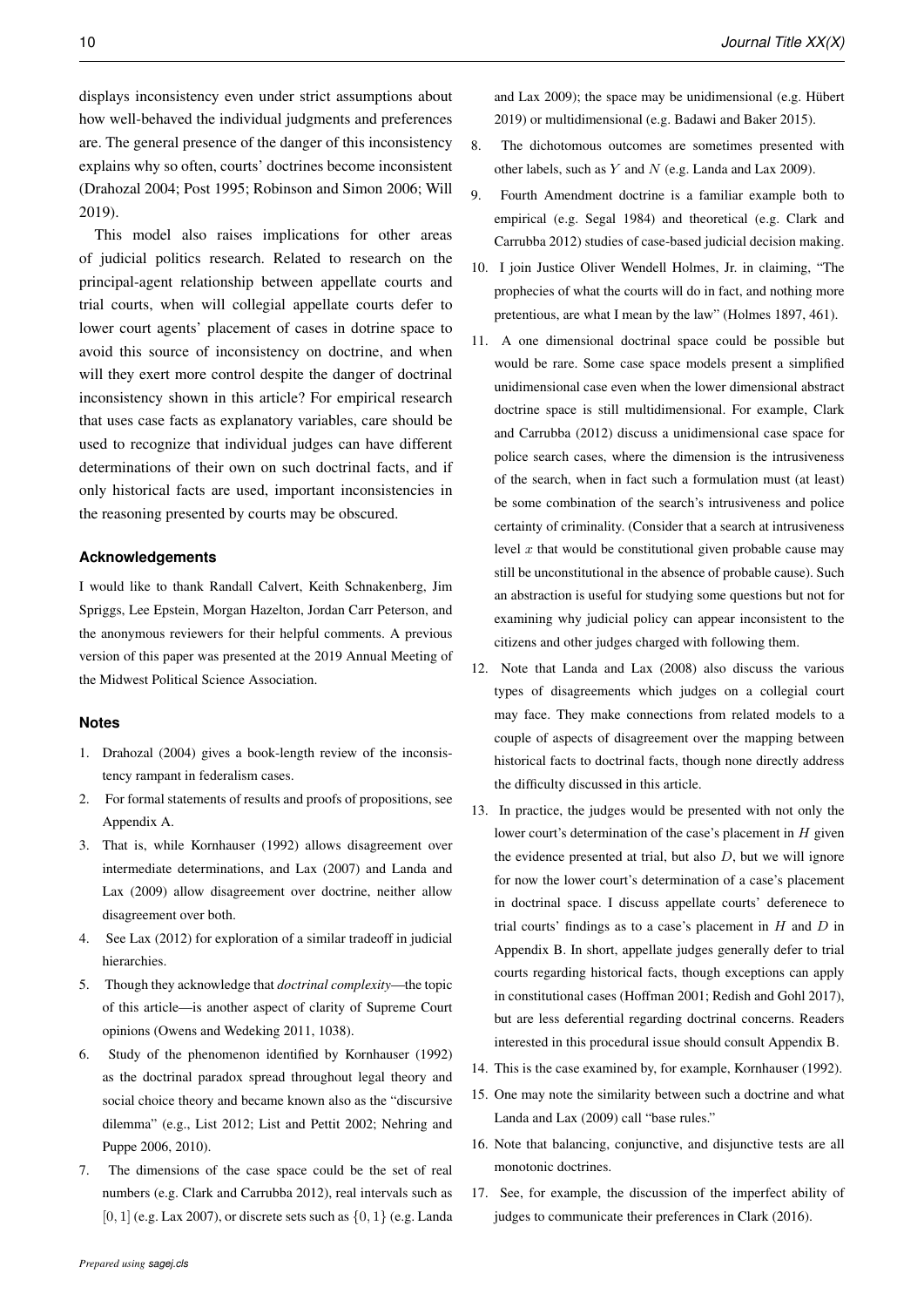displays inconsistency even under strict assumptions about how well-behaved the individual judgments and preferences are. The general presence of the danger of this inconsistency explains why so often, courts' doctrines become inconsistent (Drahozal 2004; Post 1995; Robinson and Simon 2006; Will 2019).

This model also raises implications for other areas of judicial politics research. Related to research on the principal-agent relationship between appellate courts and trial courts, when will collegial appellate courts defer to lower court agents' placement of cases in dotrine space to avoid this source of inconsistency on doctrine, and when will they exert more control despite the danger of doctrinal inconsistency shown in this article? For empirical research that uses case facts as explanatory variables, care should be used to recognize that individual judges can have different determinations of their own on such doctrinal facts, and if only historical facts are used, important inconsistencies in the reasoning presented by courts may be obscured.

### Acknowledgements

I would like to thank Randall Calvert, Keith Schnakenberg, Jim Spriggs, Lee Epstein, Morgan Hazelton, Jordan Carr Peterson, and the anonymous reviewers for their helpful comments. A previous version of this paper was presented at the 2019 Annual Meeting of the Midwest Political Science Association.

### Notes

1. Drahozal (2004) gives a book-length review of the inconsistency rampant in federalism cases.
2. For formal statements of results and proofs of propositions, see Appendix A.
3. That is, while Kornhauser (1992) allows disagreement over intermediate determinations, and Lax (2007) and Landa and Lax (2009) allow disagreement over doctrine, neither allow disagreement over both.
4. See Lax (2012) for exploration of a similar tradeoff in judicial hierarchies.
5. Though they acknowledge that *doctrinal complexity*—the topic of this article—is another aspect of clarity of Supreme Court opinions (Owens and Wedeking 2011, 1038).
6. Study of the phenomenon identified by Kornhauser (1992) as the doctrinal paradox spread throughout legal theory and social choice theory and became known also as the "discursive dilemma" (e.g., List 2012; List and Pettit 2002; Nehring and Puppe 2006, 2010).
7. The dimensions of the case space could be the set of real numbers (e.g. Clark and Carrubba 2012), real intervals such as $[0, 1]$ (e.g. Lax 2007), or discrete sets such as $\{0, 1\}$ (e.g. Landa and Lax 2009); the space may be unidimensional (e.g. Hübert 2019) or multidimensional (e.g. Badawi and Baker 2015).
8. The dichotomous outcomes are sometimes presented with other labels, such as $Y$ and $N$ (e.g. Landa and Lax 2009).
9. Fourth Amendment doctrine is a familiar example both to empirical (e.g. Segal 1984) and theoretical (e.g. Clark and Carrubba 2012) studies of case-based judicial decision making.
10. I join Justice Oliver Wendell Holmes, Jr. in claiming, "The prophecies of what the courts will do in fact, and nothing more pretentious, are what I mean by the law" (Holmes 1897, 461).
11. A one dimensional doctrinal space could be possible but would be rare. Some case space models present a simplified unidimensional case even when the lower dimensional abstract doctrine space is still multidimensional. For example, Clark and Carrubba (2012) discuss a unidimensional case space for police search cases, where the dimension is the intrusiveness of the search, when in fact such a formulation must (at least) be some combination of the search's intrusiveness and police certainty of criminality. (Consider that a search at intrusiveness level $x$ that would be constitutional given probable cause may still be unconstitutional in the absence of probable cause). Such an abstraction is useful for studying some questions but not for examining why judicial policy can appear inconsistent to the citizens and other judges charged with following them.
12. Note that Landa and Lax (2008) also discuss the various types of disagreements which judges on a collegial court may face. They make connections from related models to a couple of aspects of disagreement over the mapping between historical facts to doctrinal facts, though none directly address the difficulty discussed in this article.
13. In practice, the judges would be presented with not only the lower court's determination of the case's placement in $H$ given the evidence presented at trial, but also $D$, but we will ignore for now the lower court's determination of a case's placement in doctrinal space. I discuss appellate courts' deferenece to trial courts' findings as to a case's placement in $H$ and $D$ in Appendix B. In short, appellate judges generally defer to trial courts regarding historical facts, though exceptions can apply in constitutional cases (Hoffman 2001; Redish and Gohl 2017), but are less deferential regarding doctrinal concerns. Readers interested in this procedural issue should consult Appendix B.
14. This is the case examined by, for example, Kornhauser (1992).
15. One may note the similarity between such a doctrine and what Landa and Lax (2009) call "base rules."
16. Note that balancing, conjunctive, and disjunctive tests are all monotonic doctrines.
17. See, for example, the discussion of the imperfect ability of judges to communicate their preferences in Clark (2016).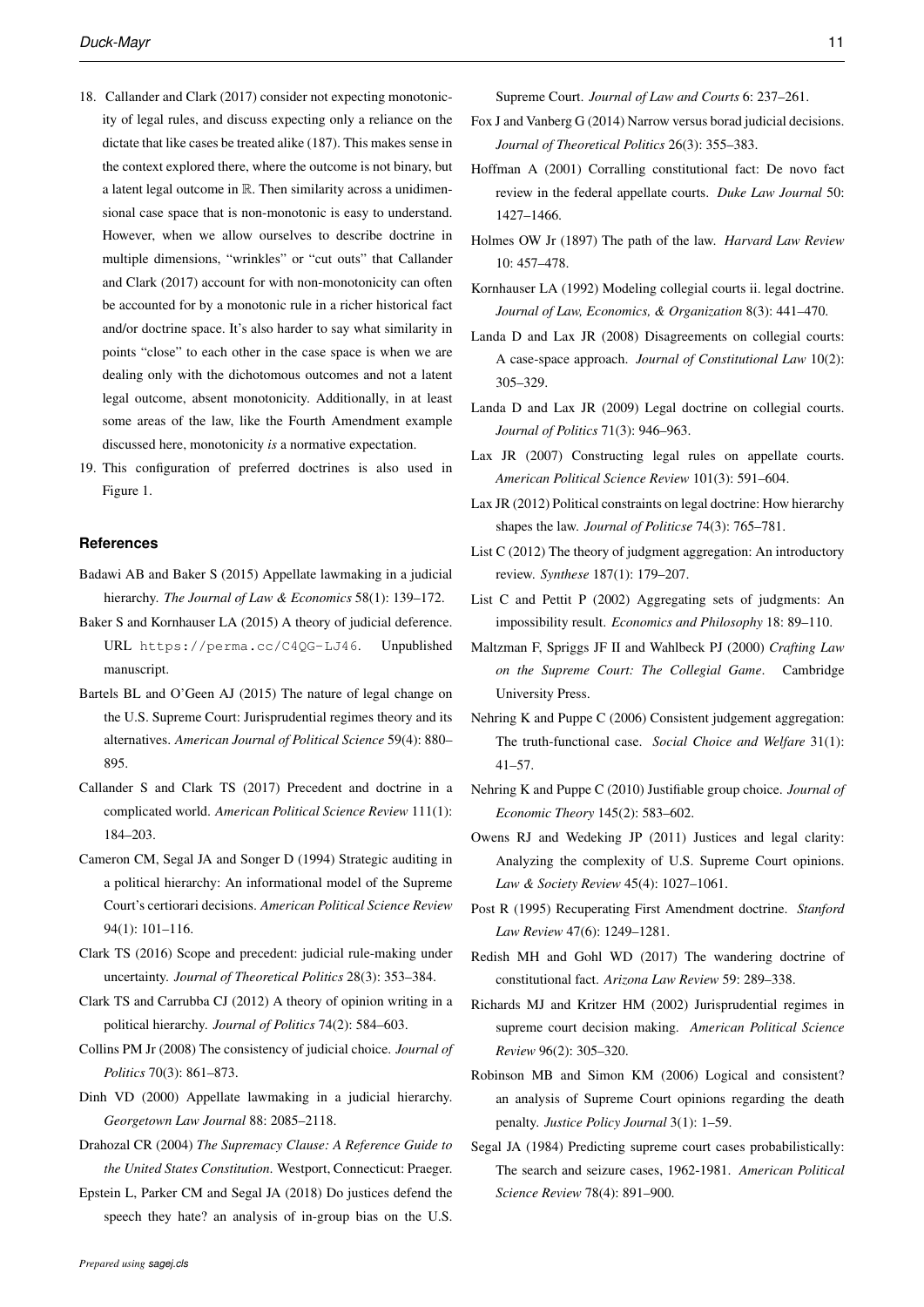18. Callander and Clark (2017) consider not expecting monotonicity of legal rules, and discuss expecting only a reliance on the dictate that like cases be treated alike (187). This makes sense in the context explored there, where the outcome is not binary, but a latent legal outcome in $\mathbb{R}$. Then similarity across a unidimensional case space that is non-monotonic is easy to understand. However, when we allow ourselves to describe doctrine in multiple dimensions, "wrinkles" or "cut outs" that Callander and Clark (2017) account for with non-monotonicity can often be accounted for by a monotonic rule in a richer historical fact and/or doctrine space. It's also harder to say what similarity in points "close" to each other in the case space is when we are dealing only with the dichotomous outcomes and not a latent legal outcome, absent monotonicity. Additionally, in at least some areas of the law, like the Fourth Amendment example discussed here, monotonicity *is* a normative expectation.
19. This configuration of preferred doctrines is also used in Figure 1.

## References

Badawi AB and Baker S (2015) Appellate lawmaking in a judicial hierarchy. *The Journal of Law & Economics* 58(1): 139–172.

Baker S and Kornhauser LA (2015) A theory of judicial deference. URL https://perma.cc/C4QG-LJ46. Unpublished manuscript.

Bartels BL and O'Geen AJ (2015) The nature of legal change on the U.S. Supreme Court: Jurisprudential regimes theory and its alternatives. *American Journal of Political Science* 59(4): 880–895.

Callander S and Clark TS (2017) Precedent and doctrine in a complicated world. *American Political Science Review* 111(1): 184–203.

Cameron CM, Segal JA and Songer D (1994) Strategic auditing in a political hierarchy: An informational model of the Supreme Court's certiorari decisions. *American Political Science Review* 94(1): 101–116.

Clark TS (2016) Scope and precedent: judicial rule-making under uncertainty. *Journal of Theoretical Politics* 28(3): 353–384.

Clark TS and Carrubba CJ (2012) A theory of opinion writing in a political hierarchy. *Journal of Politics* 74(2): 584–603.

Collins PM Jr (2008) The consistency of judicial choice. *Journal of Politics* 70(3): 861–873.

Dinh VD (2000) Appellate lawmaking in a judicial hierarchy. *Georgetown Law Journal* 88: 2085–2118.

Drahozal CR (2004) *The Supremacy Clause: A Reference Guide to the United States Constitution*. Westport, Connecticut: Praeger.

Epstein L, Parker CM and Segal JA (2018) Do justices defend the speech they hate? an analysis of in-group bias on the U.S. Supreme Court. *Journal of Law and Courts* 6: 237–261.

Fox J and Vanberg G (2014) Narrow versus borad judicial decisions. *Journal of Theoretical Politics* 26(3): 355–383.

Hoffman A (2001) Corralling constitutional fact: De novo fact review in the federal appellate courts. *Duke Law Journal* 50: 1427–1466.

Holmes OW Jr (1897) The path of the law. *Harvard Law Review* 10: 457–478.

Kornhauser LA (1992) Modeling collegial courts ii. legal doctrine. *Journal of Law, Economics, & Organization* 8(3): 441–470.

Landa D and Lax JR (2008) Disagreements on collegial courts: A case-space approach. *Journal of Constitutional Law* 10(2): 305–329.

Landa D and Lax JR (2009) Legal doctrine on collegial courts. *Journal of Politics* 71(3): 946–963.

Lax JR (2007) Constructing legal rules on appellate courts. *American Political Science Review* 101(3): 591–604.

Lax JR (2012) Political constraints on legal doctrine: How hierarchy shapes the law. *Journal of Politicse* 74(3): 765–781.

List C (2012) The theory of judgment aggregation: An introductory review. *Synthese* 187(1): 179–207.

List C and Pettit P (2002) Aggregating sets of judgments: An impossibility result. *Economics and Philosophy* 18: 89–110.

Maltzman F, Spriggs JF II and Wahlbeck PJ (2000) *Crafting Law on the Supreme Court: The Collegial Game*. Cambridge University Press.

Nehring K and Puppe C (2006) Consistent judgement aggregation: The truth-functional case. *Social Choice and Welfare* 31(1): 41–57.

Nehring K and Puppe C (2010) Justifiable group choice. *Journal of Economic Theory* 145(2): 583–602.

Owens RJ and Wedeking JP (2011) Justices and legal clarity: Analyzing the complexity of U.S. Supreme Court opinions. *Law & Society Review* 45(4): 1027–1061.

Post R (1995) Recuperating First Amendment doctrine. *Stanford Law Review* 47(6): 1249–1281.

Redish MH and Gohl WD (2017) The wandering doctrine of constitutional fact. *Arizona Law Review* 59: 289–338.

Richards MJ and Kritzer HM (2002) Jurisprudential regimes in supreme court decision making. *American Political Science Review* 96(2): 305–320.

Robinson MB and Simon KM (2006) Logical and consistent? an analysis of Supreme Court opinions regarding the death penalty. *Justice Policy Journal* 3(1): 1–59.

Segal JA (1984) Predicting supreme court cases probabilistically: The search and seizure cases, 1962-1981. *American Political Science Review* 78(4): 891–900.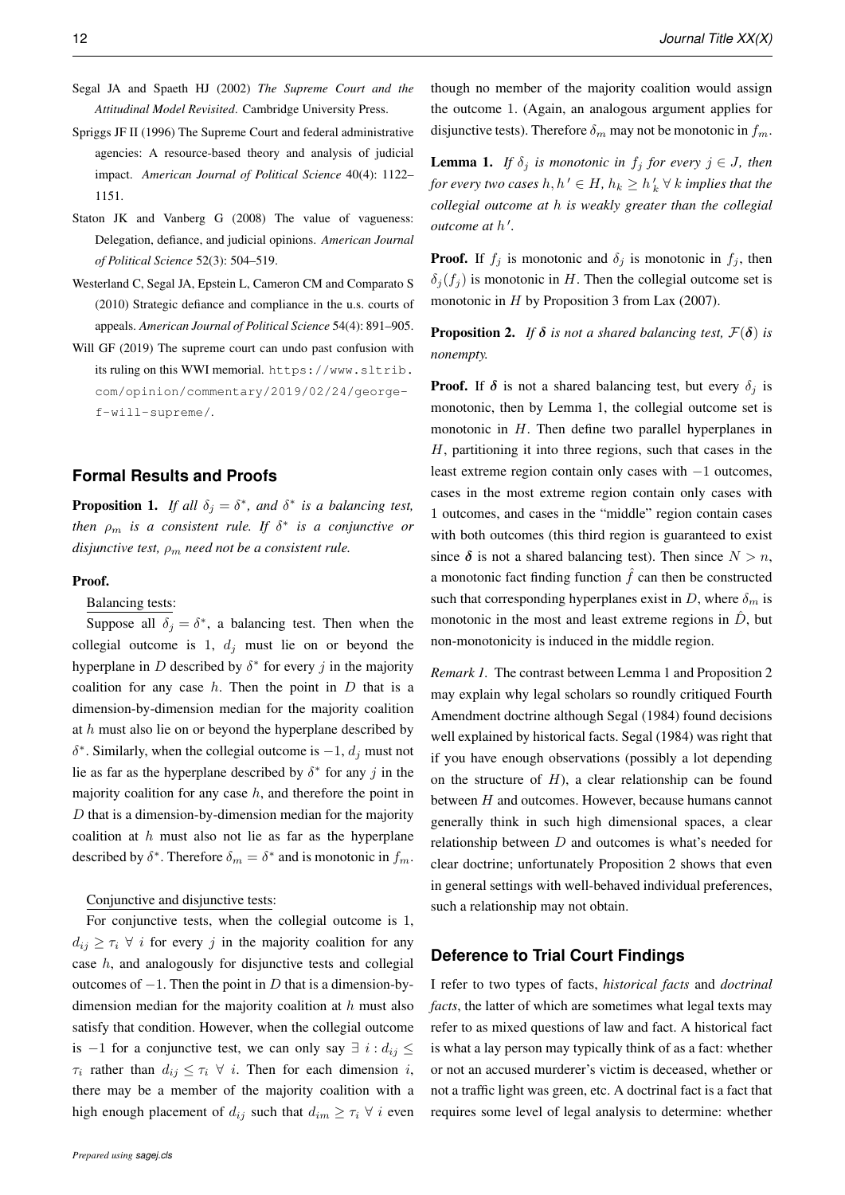Segal JA and Spaeth HJ (2002) *The Supreme Court and the Attitudinal Model Revisited*. Cambridge University Press.

Spriggs JF II (1996) The Supreme Court and federal administrative agencies: A resource-based theory and analysis of judicial impact. *American Journal of Political Science* 40(4): 1122–1151.

Staton JK and Vanberg G (2008) The value of vagueness: Delegation, defiance, and judicial opinions. *American Journal of Political Science* 52(3): 504–519.

Westerland C, Segal JA, Epstein L, Cameron CM and Comparato S (2010) Strategic defiance and compliance in the u.s. courts of appeals. *American Journal of Political Science* 54(4): 891–905.

Will GF (2019) The supreme court can undo past confusion with its ruling on this WWI memorial. `https://www.sltrib.com/opinion/commentary/2019/02/24/george-f-will-supreme/`.

## Formal Results and Proofs

**Proposition 1.** *If all $\delta_j = \delta^*$, and $\delta^*$ is a balancing test, then $\rho_m$ is a consistent rule. If $\delta^*$ is a conjunctive or disjunctive test, $\rho_m$ need not be a consistent rule.*

**Proof.**

Balancing tests:

Suppose all $\delta_j = \delta^*$, a balancing test. Then when the collegial outcome is 1, $d_j$ must lie on or beyond the hyperplane in $D$ described by $\delta^*$ for every $j$ in the majority coalition for any case $h$. Then the point in $D$ that is a dimension-by-dimension median for the majority coalition at $h$ must also lie on or beyond the hyperplane described by $\delta^*$. Similarly, when the collegial outcome is $-1$, $d_j$ must not lie as far as the hyperplane described by $\delta^*$ for any $j$ in the majority coalition for any case $h$, and therefore the point in $D$ that is a dimension-by-dimension median for the majority coalition at $h$ must also not lie as far as the hyperplane described by $\delta^*$. Therefore $\delta_m = \delta^*$ and is monotonic in $f_m$.

Conjunctive and disjunctive tests:

For conjunctive tests, when the collegial outcome is 1, $d_{ij} \geq \tau_i \; \forall \; i$ for every $j$ in the majority coalition for any case $h$, and analogously for disjunctive tests and collegial outcomes of $-1$. Then the point in $D$ that is a dimension-by-dimension median for the majority coalition at $h$ must also satisfy that condition. However, when the collegial outcome is $-1$ for a conjunctive test, we can only say $\exists \; i : d_{ij} \leq \tau_i$ rather than $d_{ij} \leq \tau_i \; \forall \; i$. Then for each dimension $i$, there may be a member of the majority coalition with a high enough placement of $d_{ij}$ such that $d_{im} \geq \tau_i \; \forall \; i$ even though no member of the majority coalition would assign the outcome 1. (Again, an analogous argument applies for disjunctive tests). Therefore $\delta_m$ may not be monotonic in $f_m$.

**Lemma 1.** *If $\delta_j$ is monotonic in $f_j$ for every $j \in J$, then for every two cases $h, h' \in H$, $h_k \geq h'_k \; \forall \; k$ implies that the collegial outcome at $h$ is weakly greater than the collegial outcome at $h'$.*

**Proof.** If $f_j$ is monotonic and $\delta_j$ is monotonic in $f_j$, then $\delta_j(f_j)$ is monotonic in $H$. Then the collegial outcome set is monotonic in $H$ by Proposition 3 from Lax (2007).

**Proposition 2.** *If $\boldsymbol{\delta}$ is not a shared balancing test, $\mathcal{F}(\boldsymbol{\delta})$ is nonempty.*

**Proof.** If $\boldsymbol{\delta}$ is not a shared balancing test, but every $\delta_j$ is monotonic, then by Lemma 1, the collegial outcome set is monotonic in $H$. Then define two parallel hyperplanes in $H$, partitioning it into three regions, such that cases in the least extreme region contain only cases with $-1$ outcomes, cases in the most extreme region contain only cases with 1 outcomes, and cases in the "middle" region contain cases with both outcomes (this third region is guaranteed to exist since $\boldsymbol{\delta}$ is not a shared balancing test). Then since $N > n$, a monotonic fact finding function $\hat{f}$ can then be constructed such that corresponding hyperplanes exist in $D$, where $\delta_m$ is monotonic in the most and least extreme regions in $\hat{D}$, but non-monotonicity is induced in the middle region.

*Remark 1.* The contrast between Lemma 1 and Proposition 2 may explain why legal scholars so roundly critiqued Fourth Amendment doctrine although Segal (1984) found decisions well explained by historical facts. Segal (1984) was right that if you have enough observations (possibly a lot depending on the structure of $H$), a clear relationship can be found between $H$ and outcomes. However, because humans cannot generally think in such high dimensional spaces, a clear relationship between $D$ and outcomes is what's needed for clear doctrine; unfortunately Proposition 2 shows that even in general settings with well-behaved individual preferences, such a relationship may not obtain.

## Deference to Trial Court Findings

I refer to two types of facts, *historical facts* and *doctrinal facts*, the latter of which are sometimes what legal texts may refer to as mixed questions of law and fact. A historical fact is what a lay person may typically think of as a fact: whether or not an accused murderer's victim is deceased, whether or not a traffic light was green, etc. A doctrinal fact is a fact that requires some level of legal analysis to determine: whether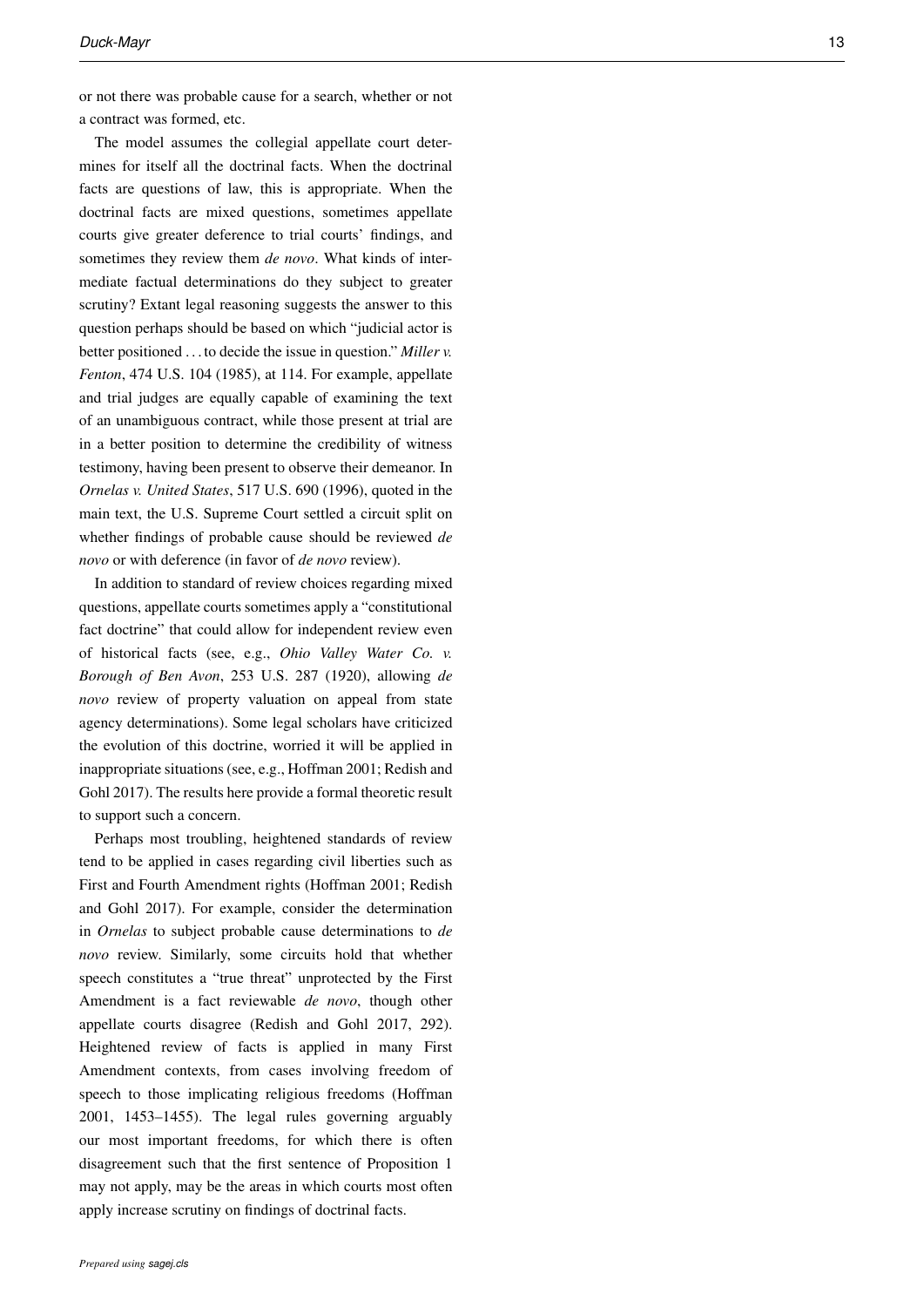or not there was probable cause for a search, whether or not a contract was formed, etc.

The model assumes the collegial appellate court determines for itself all the doctrinal facts. When the doctrinal facts are questions of law, this is appropriate. When the doctrinal facts are mixed questions, sometimes appellate courts give greater deference to trial courts' findings, and sometimes they review them *de novo*. What kinds of intermediate factual determinations do they subject to greater scrutiny? Extant legal reasoning suggests the answer to this question perhaps should be based on which "judicial actor is better positioned . . . to decide the issue in question." *Miller v. Fenton*, 474 U.S. 104 (1985), at 114. For example, appellate and trial judges are equally capable of examining the text of an unambiguous contract, while those present at trial are in a better position to determine the credibility of witness testimony, having been present to observe their demeanor. In *Ornelas v. United States*, 517 U.S. 690 (1996), quoted in the main text, the U.S. Supreme Court settled a circuit split on whether findings of probable cause should be reviewed *de novo* or with deference (in favor of *de novo* review).

In addition to standard of review choices regarding mixed questions, appellate courts sometimes apply a "constitutional fact doctrine" that could allow for independent review even of historical facts (see, e.g., *Ohio Valley Water Co. v. Borough of Ben Avon*, 253 U.S. 287 (1920), allowing *de novo* review of property valuation on appeal from state agency determinations). Some legal scholars have criticized the evolution of this doctrine, worried it will be applied in inappropriate situations (see, e.g., Hoffman 2001; Redish and Gohl 2017). The results here provide a formal theoretic result to support such a concern.

Perhaps most troubling, heightened standards of review tend to be applied in cases regarding civil liberties such as First and Fourth Amendment rights (Hoffman 2001; Redish and Gohl 2017). For example, consider the determination in *Ornelas* to subject probable cause determinations to *de novo* review. Similarly, some circuits hold that whether speech constitutes a "true threat" unprotected by the First Amendment is a fact reviewable *de novo*, though other appellate courts disagree (Redish and Gohl 2017, 292). Heightened review of facts is applied in many First Amendment contexts, from cases involving freedom of speech to those implicating religious freedoms (Hoffman 2001, 1453–1455). The legal rules governing arguably our most important freedoms, for which there is often disagreement such that the first sentence of Proposition 1 may not apply, may be the areas in which courts most often apply increase scrutiny on findings of doctrinal facts.